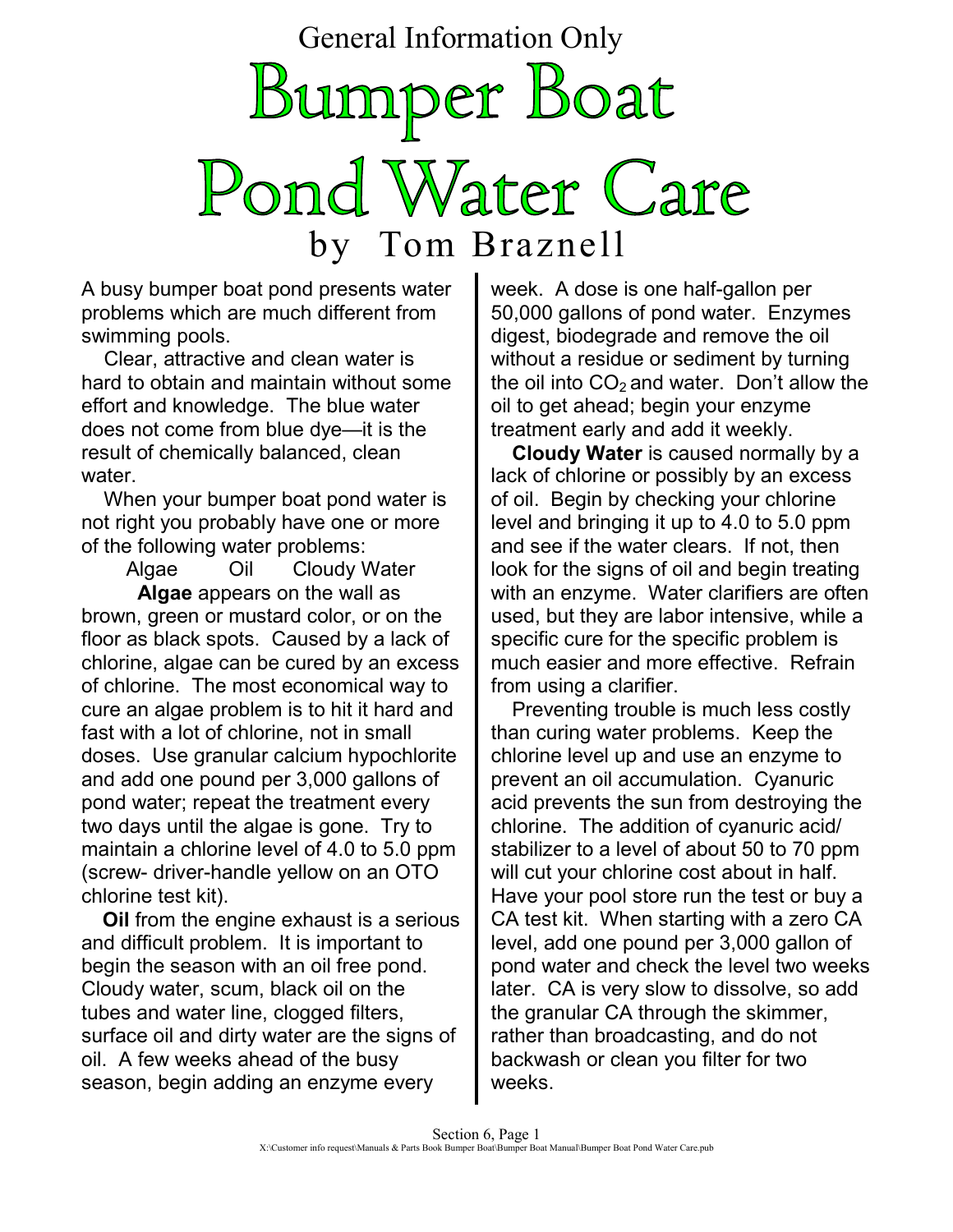General Information Only

# Bumper Boat Pond Water Care

by Tom Braznell

A busy bumper boat pond presents water problems which are much different from swimming pools.

Clear, attractive and clean water is hard to obtain and maintain without some effort and knowledge. The blue water does not come from blue dye—it is the result of chemically balanced, clean water.

When your bumper boat pond water is not right you probably have one or more of the following water problems:

Algae Oil Cloudy Water

**Algae** appears on the wall as brown, green or mustard color, or on the floor as black spots. Caused by a lack of chlorine, algae can be cured by an excess of chlorine. The most economical way to cure an algae problem is to hit it hard and fast with a lot of chlorine, not in small doses. Use granular calcium hypochlorite and add one pound per 3,000 gallons of pond water; repeat the treatment every two days until the algae is gone. Try to maintain a chlorine level of 4.0 to 5.0 ppm (screw- driver-handle yellow on an OTO chlorine test kit).

**Oil** from the engine exhaust is a serious and difficult problem. It is important to begin the season with an oil free pond. Cloudy water, scum, black oil on the tubes and water line, clogged filters, surface oil and dirty water are the signs of oil. A few weeks ahead of the busy season, begin adding an enzyme every week. A dose is one half-gallon per 50,000 gallons of pond water. Enzymes digest, biodegrade and remove the oil without a residue or sediment by turning the oil into $CO_2$ and water. Don't allow the oil to get ahead; begin your enzyme treatment early and add it weekly.

**Cloudy Water** is caused normally by a lack of chlorine or possibly by an excess of oil. Begin by checking your chlorine level and bringing it up to 4.0 to 5.0 ppm and see if the water clears. If not, then look for the signs of oil and begin treating with an enzyme. Water clarifiers are often used, but they are labor intensive, while a specific cure for the specific problem is much easier and more effective. Refrain from using a clarifier.

Preventing trouble is much less costly than curing water problems. Keep the chlorine level up and use an enzyme to prevent an oil accumulation. Cyanuric acid prevents the sun from destroying the chlorine. The addition of cyanuric acid/ stabilizer to a level of about 50 to 70 ppm will cut your chlorine cost about in half. Have your pool store run the test or buy a CA test kit. When starting with a zero CA level, add one pound per 3,000 gallon of pond water and check the level two weeks later. CA is very slow to dissolve, so add the granular CA through the skimmer, rather than broadcasting, and do not backwash or clean you filter for two weeks.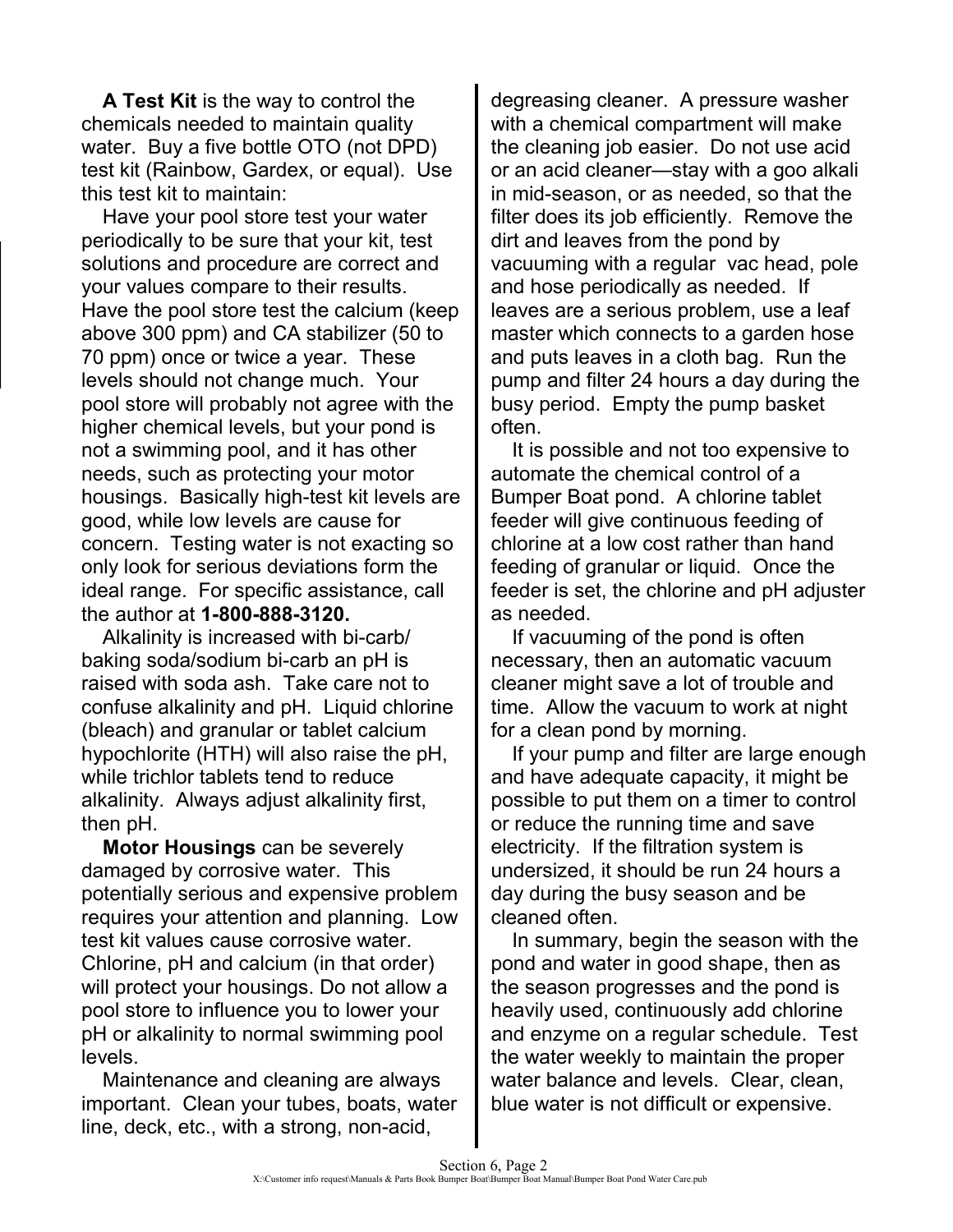**A Test Kit** is the way to control the chemicals needed to maintain quality water. Buy a five bottle OTO (not DPD) test kit (Rainbow, Gardex, or equal). Use this test kit to maintain:

Have your pool store test your water periodically to be sure that your kit, test solutions and procedure are correct and your values compare to their results. Have the pool store test the calcium (keep above 300 ppm) and CA stabilizer (50 to 70 ppm) once or twice a year. These levels should not change much. Your pool store will probably not agree with the higher chemical levels, but your pond is not a swimming pool, and it has other needs, such as protecting your motor housings. Basically high-test kit levels are good, while low levels are cause for concern. Testing water is not exacting so only look for serious deviations form the ideal range. For specific assistance, call the author at **1-800-888-3120.**

Alkalinity is increased with bi-carb/ baking soda/sodium bi-carb an pH is raised with soda ash. Take care not to confuse alkalinity and pH. Liquid chlorine (bleach) and granular or tablet calcium hypochlorite (HTH) will also raise the pH, while trichlor tablets tend to reduce alkalinity. Always adjust alkalinity first, then pH.

**Motor Housings** can be severely damaged by corrosive water. This potentially serious and expensive problem requires your attention and planning. Low test kit values cause corrosive water. Chlorine, pH and calcium (in that order) will protect your housings. Do not allow a pool store to influence you to lower your pH or alkalinity to normal swimming pool levels.

Maintenance and cleaning are always important. Clean your tubes, boats, water line, deck, etc., with a strong, non-acid, degreasing cleaner. A pressure washer with a chemical compartment will make the cleaning job easier. Do not use acid or an acid cleaner—stay with a goo alkali in mid-season, or as needed, so that the filter does its job efficiently. Remove the dirt and leaves from the pond by vacuuming with a regular vac head, pole and hose periodically as needed. If leaves are a serious problem, use a leaf master which connects to a garden hose and puts leaves in a cloth bag. Run the pump and filter 24 hours a day during the busy period. Empty the pump basket often.

It is possible and not too expensive to automate the chemical control of a Bumper Boat pond. A chlorine tablet feeder will give continuous feeding of chlorine at a low cost rather than hand feeding of granular or liquid. Once the feeder is set, the chlorine and pH adjuster as needed.

If vacuuming of the pond is often necessary, then an automatic vacuum cleaner might save a lot of trouble and time. Allow the vacuum to work at night for a clean pond by morning.

If your pump and filter are large enough and have adequate capacity, it might be possible to put them on a timer to control or reduce the running time and save electricity. If the filtration system is undersized, it should be run 24 hours a day during the busy season and be cleaned often.

In summary, begin the season with the pond and water in good shape, then as the season progresses and the pond is heavily used, continuously add chlorine and enzyme on a regular schedule. Test the water weekly to maintain the proper water balance and levels. Clear, clean, blue water is not difficult or expensive.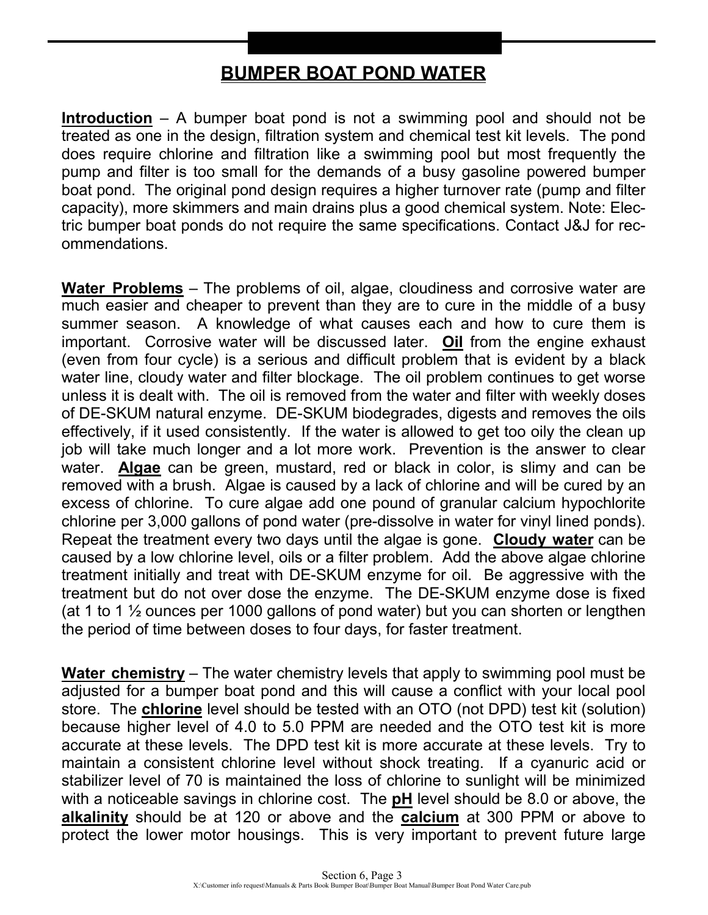# BUMPER BOAT POND WATER

**Introduction** – A bumper boat pond is not a swimming pool and should not be treated as one in the design, filtration system and chemical test kit levels. The pond does require chlorine and filtration like a swimming pool but most frequently the pump and filter is too small for the demands of a busy gasoline powered bumper boat pond. The original pond design requires a higher turnover rate (pump and filter capacity), more skimmers and main drains plus a good chemical system. Note: Electric bumper boat ponds do not require the same specifications. Contact J&J for recommendations.

**Water Problems** – The problems of oil, algae, cloudiness and corrosive water are much easier and cheaper to prevent than they are to cure in the middle of a busy summer season. A knowledge of what causes each and how to cure them is important. Corrosive water will be discussed later. **Oil** from the engine exhaust (even from four cycle) is a serious and difficult problem that is evident by a black water line, cloudy water and filter blockage. The oil problem continues to get worse unless it is dealt with. The oil is removed from the water and filter with weekly doses of DE-SKUM natural enzyme. DE-SKUM biodegrades, digests and removes the oils effectively, if it used consistently. If the water is allowed to get too oily the clean up job will take much longer and a lot more work. Prevention is the answer to clear water. **Algae** can be green, mustard, red or black in color, is slimy and can be removed with a brush. Algae is caused by a lack of chlorine and will be cured by an excess of chlorine. To cure algae add one pound of granular calcium hypochlorite chlorine per 3,000 gallons of pond water (pre-dissolve in water for vinyl lined ponds). Repeat the treatment every two days until the algae is gone. **Cloudy water** can be caused by a low chlorine level, oils or a filter problem. Add the above algae chlorine treatment initially and treat with DE-SKUM enzyme for oil. Be aggressive with the treatment but do not over dose the enzyme. The DE-SKUM enzyme dose is fixed (at 1 to 1 ½ ounces per 1000 gallons of pond water) but you can shorten or lengthen the period of time between doses to four days, for faster treatment.

**Water chemistry** – The water chemistry levels that apply to swimming pool must be adjusted for a bumper boat pond and this will cause a conflict with your local pool store. The **chlorine** level should be tested with an OTO (not DPD) test kit (solution) because higher level of 4.0 to 5.0 PPM are needed and the OTO test kit is more accurate at these levels. The DPD test kit is more accurate at these levels. Try to maintain a consistent chlorine level without shock treating. If a cyanuric acid or stabilizer level of 70 is maintained the loss of chlorine to sunlight will be minimized with a noticeable savings in chlorine cost. The **pH** level should be 8.0 or above, the **alkalinity** should be at 120 or above and the **calcium** at 300 PPM or above to protect the lower motor housings. This is very important to prevent future large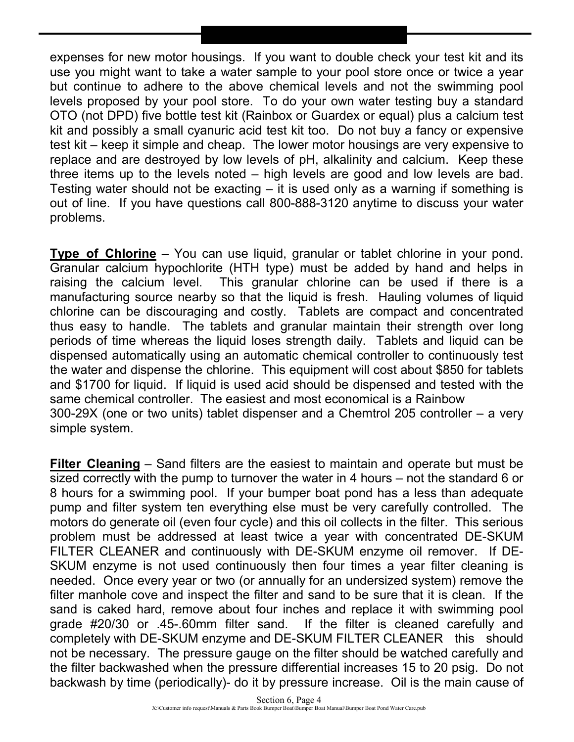expenses for new motor housings. If you want to double check your test kit and its use you might want to take a water sample to your pool store once or twice a year but continue to adhere to the above chemical levels and not the swimming pool levels proposed by your pool store. To do your own water testing buy a standard OTO (not DPD) five bottle test kit (Rainbox or Guardex or equal) plus a calcium test kit and possibly a small cyanuric acid test kit too. Do not buy a fancy or expensive test kit – keep it simple and cheap. The lower motor housings are very expensive to replace and are destroyed by low levels of pH, alkalinity and calcium. Keep these three items up to the levels noted – high levels are good and low levels are bad. Testing water should not be exacting – it is used only as a warning if something is out of line. If you have questions call 800-888-3120 anytime to discuss your water problems.

**Type of Chlorine** – You can use liquid, granular or tablet chlorine in your pond. Granular calcium hypochlorite (HTH type) must be added by hand and helps in raising the calcium level. This granular chlorine can be used if there is a manufacturing source nearby so that the liquid is fresh. Hauling volumes of liquid chlorine can be discouraging and costly. Tablets are compact and concentrated thus easy to handle. The tablets and granular maintain their strength over long periods of time whereas the liquid loses strength daily. Tablets and liquid can be dispensed automatically using an automatic chemical controller to continuously test the water and dispense the chlorine. This equipment will cost about $850 for tablets and $1700 for liquid. If liquid is used acid should be dispensed and tested with the same chemical controller. The easiest and most economical is a Rainbow 300-29X (one or two units) tablet dispenser and a Chemtrol 205 controller – a very simple system.

**Filter Cleaning** – Sand filters are the easiest to maintain and operate but must be sized correctly with the pump to turnover the water in 4 hours – not the standard 6 or 8 hours for a swimming pool. If your bumper boat pond has a less than adequate pump and filter system ten everything else must be very carefully controlled. The motors do generate oil (even four cycle) and this oil collects in the filter. This serious problem must be addressed at least twice a year with concentrated DE-SKUM FILTER CLEANER and continuously with DE-SKUM enzyme oil remover. If DE-SKUM enzyme is not used continuously then four times a year filter cleaning is needed. Once every year or two (or annually for an undersized system) remove the filter manhole cove and inspect the filter and sand to be sure that it is clean. If the sand is caked hard, remove about four inches and replace it with swimming pool grade #20/30 or .45-.60mm filter sand. If the filter is cleaned carefully and completely with DE-SKUM enzyme and DE-SKUM FILTER CLEANER this should not be necessary. The pressure gauge on the filter should be watched carefully and the filter backwashed when the pressure differential increases 15 to 20 psig. Do not backwash by time (periodically)- do it by pressure increase. Oil is the main cause of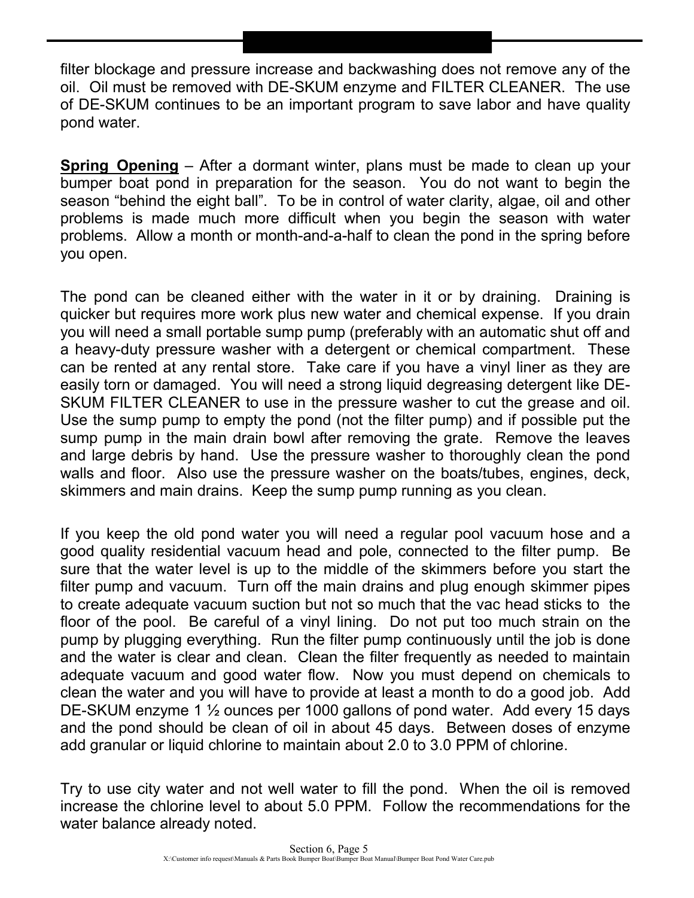filter blockage and pressure increase and backwashing does not remove any of the oil. Oil must be removed with DE-SKUM enzyme and FILTER CLEANER. The use of DE-SKUM continues to be an important program to save labor and have quality pond water.

**Spring Opening** – After a dormant winter, plans must be made to clean up your bumper boat pond in preparation for the season. You do not want to begin the season "behind the eight ball". To be in control of water clarity, algae, oil and other problems is made much more difficult when you begin the season with water problems. Allow a month or month-and-a-half to clean the pond in the spring before you open.

The pond can be cleaned either with the water in it or by draining. Draining is quicker but requires more work plus new water and chemical expense. If you drain you will need a small portable sump pump (preferably with an automatic shut off and a heavy-duty pressure washer with a detergent or chemical compartment. These can be rented at any rental store. Take care if you have a vinyl liner as they are easily torn or damaged. You will need a strong liquid degreasing detergent like DE-SKUM FILTER CLEANER to use in the pressure washer to cut the grease and oil. Use the sump pump to empty the pond (not the filter pump) and if possible put the sump pump in the main drain bowl after removing the grate. Remove the leaves and large debris by hand. Use the pressure washer to thoroughly clean the pond walls and floor. Also use the pressure washer on the boats/tubes, engines, deck, skimmers and main drains. Keep the sump pump running as you clean.

If you keep the old pond water you will need a regular pool vacuum hose and a good quality residential vacuum head and pole, connected to the filter pump. Be sure that the water level is up to the middle of the skimmers before you start the filter pump and vacuum. Turn off the main drains and plug enough skimmer pipes to create adequate vacuum suction but not so much that the vac head sticks to the floor of the pool. Be careful of a vinyl lining. Do not put too much strain on the pump by plugging everything. Run the filter pump continuously until the job is done and the water is clear and clean. Clean the filter frequently as needed to maintain adequate vacuum and good water flow. Now you must depend on chemicals to clean the water and you will have to provide at least a month to do a good job. Add DE-SKUM enzyme 1 ½ ounces per 1000 gallons of pond water. Add every 15 days and the pond should be clean of oil in about 45 days. Between doses of enzyme add granular or liquid chlorine to maintain about 2.0 to 3.0 PPM of chlorine.

Try to use city water and not well water to fill the pond. When the oil is removed increase the chlorine level to about 5.0 PPM. Follow the recommendations for the water balance already noted.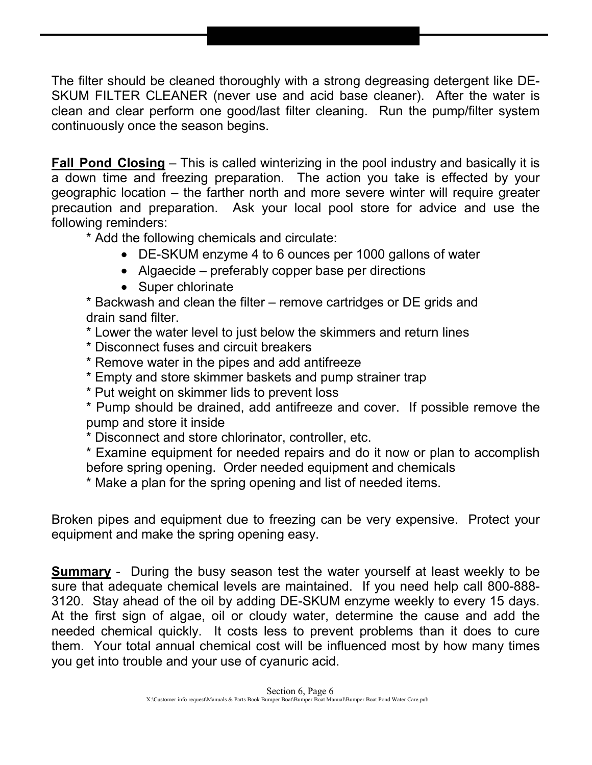The filter should be cleaned thoroughly with a strong degreasing detergent like DE-SKUM FILTER CLEANER (never use and acid base cleaner). After the water is clean and clear perform one good/last filter cleaning. Run the pump/filter system continuously once the season begins.

**Fall Pond Closing** – This is called winterizing in the pool industry and basically it is a down time and freezing preparation. The action you take is effected by your geographic location – the farther north and more severe winter will require greater precaution and preparation. Ask your local pool store for advice and use the following reminders:

* Add the following chemicals and circulate:
    - DE-SKUM enzyme 4 to 6 ounces per 1000 gallons of water
    - Algaecide – preferably copper base per directions
    - Super chlorinate
* Backwash and clean the filter – remove cartridges or DE grids and drain sand filter.
* Lower the water level to just below the skimmers and return lines
* Disconnect fuses and circuit breakers
* Remove water in the pipes and add antifreeze
* Empty and store skimmer baskets and pump strainer trap
* Put weight on skimmer lids to prevent loss
* Pump should be drained, add antifreeze and cover. If possible remove the pump and store it inside
* Disconnect and store chlorinator, controller, etc.
* Examine equipment for needed repairs and do it now or plan to accomplish before spring opening. Order needed equipment and chemicals
* Make a plan for the spring opening and list of needed items.

Broken pipes and equipment due to freezing can be very expensive. Protect your equipment and make the spring opening easy.

**Summary** - During the busy season test the water yourself at least weekly to be sure that adequate chemical levels are maintained. If you need help call 800-888-3120. Stay ahead of the oil by adding DE-SKUM enzyme weekly to every 15 days. At the first sign of algae, oil or cloudy water, determine the cause and add the needed chemical quickly. It costs less to prevent problems than it does to cure them. Your total annual chemical cost will be influenced most by how many times you get into trouble and your use of cyanuric acid.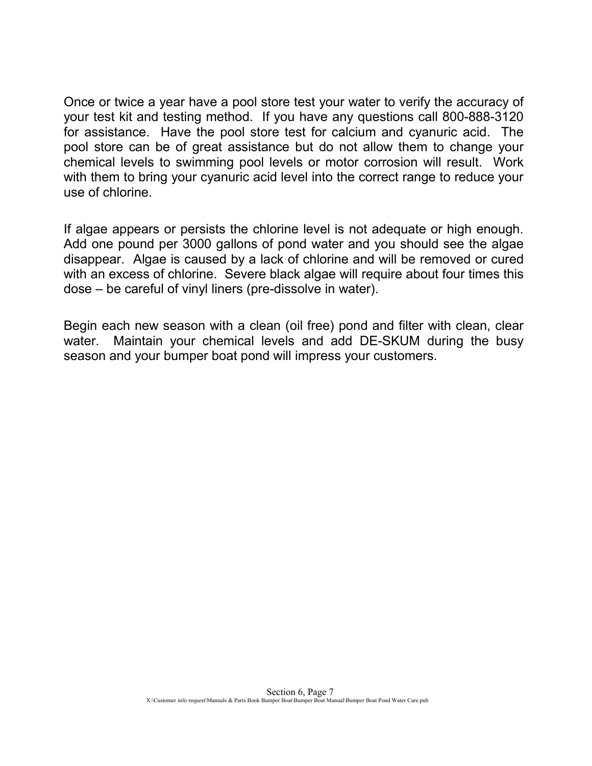Once or twice a year have a pool store test your water to verify the accuracy of your test kit and testing method. If you have any questions call 800-888-3120 for assistance. Have the pool store test for calcium and cyanuric acid. The pool store can be of great assistance but do not allow them to change your chemical levels to swimming pool levels or motor corrosion will result. Work with them to bring your cyanuric acid level into the correct range to reduce your use of chlorine.

If algae appears or persists the chlorine level is not adequate or high enough. Add one pound per 3000 gallons of pond water and you should see the algae disappear. Algae is caused by a lack of chlorine and will be removed or cured with an excess of chlorine. Severe black algae will require about four times this dose – be careful of vinyl liners (pre-dissolve in water).

Begin each new season with a clean (oil free) pond and filter with clean, clear water. Maintain your chemical levels and add DE-SKUM during the busy season and your bumper boat pond will impress your customers.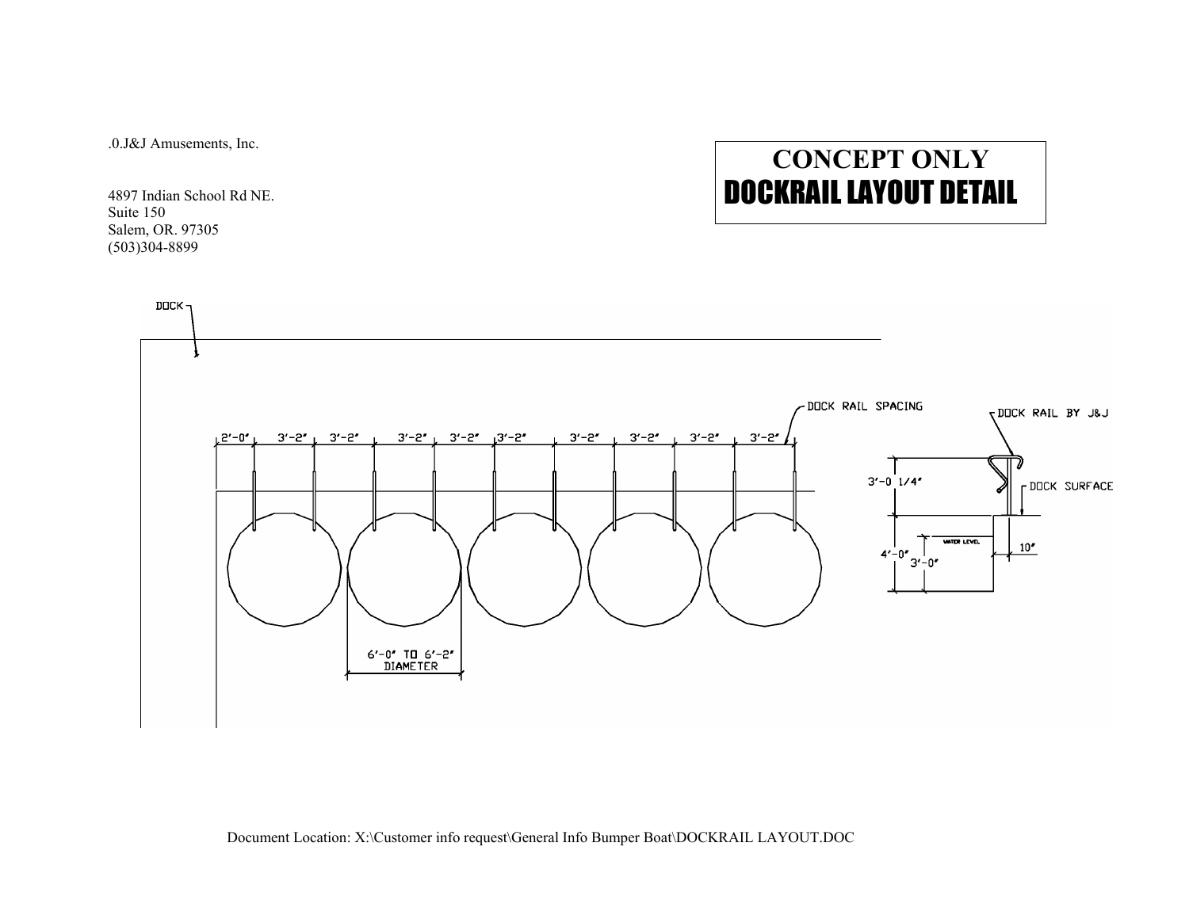.0.J&J Amusements, Inc.

4897 Indian School Rd NE.
Suite 150
Salem, OR. 97305
(503)304-8899

# CONCEPT ONLY
# DOCKRAIL LAYOUT DETAIL

DOCK

DOCK RAIL SPACING

2'-0" 3'-2" 3'-2" 3'-2" 3'-2" 3'-2" 3'-2" 3'-2" 3'-2" 3'-2"

6'-0" TO 6'-2" DIAMETER

DOCK RAIL BY J&J

3'-0 1/4"

DOCK SURFACE

WATER LEVEL

4'-0"

3'-0"

10"

Document Location: X:\Customer info request\General Info Bumper Boat\DOCKRAIL LAYOUT.DOC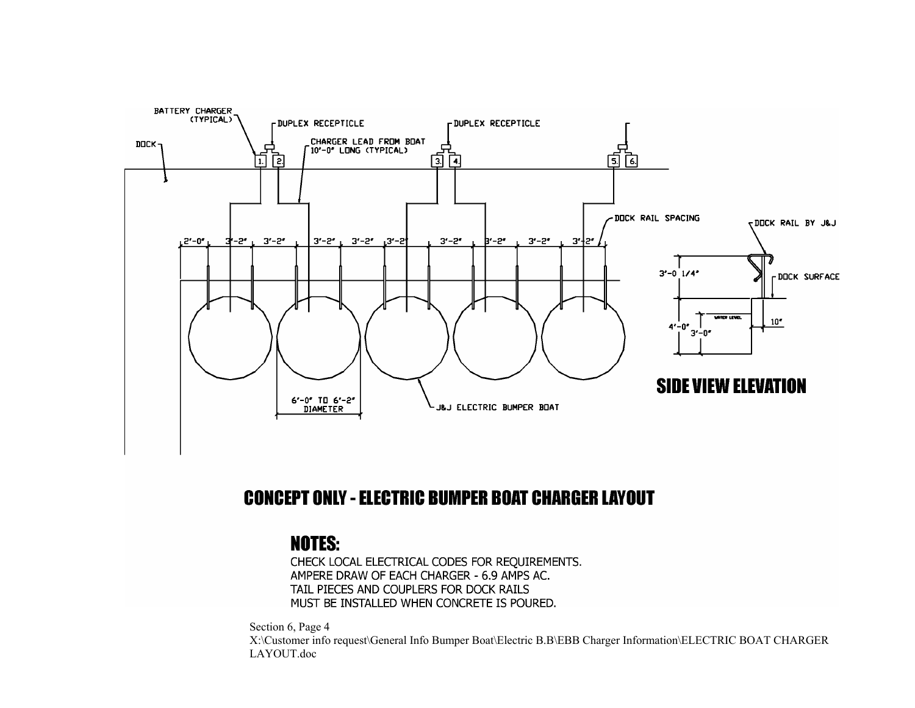BATTERY CHARGER (TYPICAL)

DUPLEX RECEPTICLE

DUPLEX RECEPTICLE

DOCK

CHARGER LEAD FROM BOAT 10'-0" LONG (TYPICAL)

1. 2. 3. 4. 5. 6.

DOCK RAIL SPACING

2'-0" 3'-2" 3'-2" 3'-2" 3'-2" 3'-2" 3'-2" 3'-2" 3'-2" 3'-2"

6'-0" TO 6'-2" DIAMETER

J&J ELECTRIC BUMPER BOAT

DOCK RAIL BY J&J

3'-0 1/4"

DOCK SURFACE

WATER LEVEL

4'-0"

3'-0"

10"

## SIDE VIEW ELEVATION

## CONCEPT ONLY - ELECTRIC BUMPER BOAT CHARGER LAYOUT

### NOTES:

CHECK LOCAL ELECTRICAL CODES FOR REQUIREMENTS.
AMPERE DRAW OF EACH CHARGER - 6.9 AMPS AC.
TAIL PIECES AND COUPLERS FOR DOCK RAILS
MUST BE INSTALLED WHEN CONCRETE IS POURED.

Section 6, Page 4
X:\Customer info request\General Info Bumper Boat\Electric B.B\EBB Charger Information\ELECTRIC BOAT CHARGER LAYOUT.doc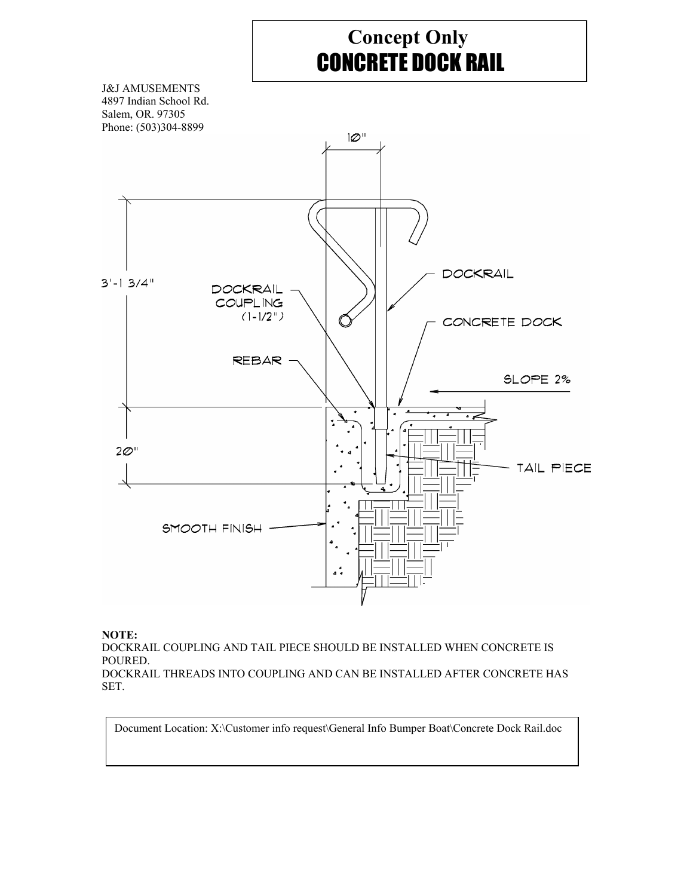# Concept Only
## CONCRETE DOCK RAIL

J&J AMUSEMENTS
4897 Indian School Rd.
Salem, OR. 97305
Phone: (503)304-8899

10"

3'-1 3/4"

DOCKRAIL

DOCKRAIL COUPLING (1-1/2")

CONCRETE DOCK

REBAR

SLOPE 2%

20"

TAIL PIECE

SMOOTH FINISH

**NOTE:**
DOCKRAIL COUPLING AND TAIL PIECE SHOULD BE INSTALLED WHEN CONCRETE IS POURED.
DOCKRAIL THREADS INTO COUPLING AND CAN BE INSTALLED AFTER CONCRETE HAS SET.

Document Location: X:\Customer info request\General Info Bumper Boat\Concrete Dock Rail.doc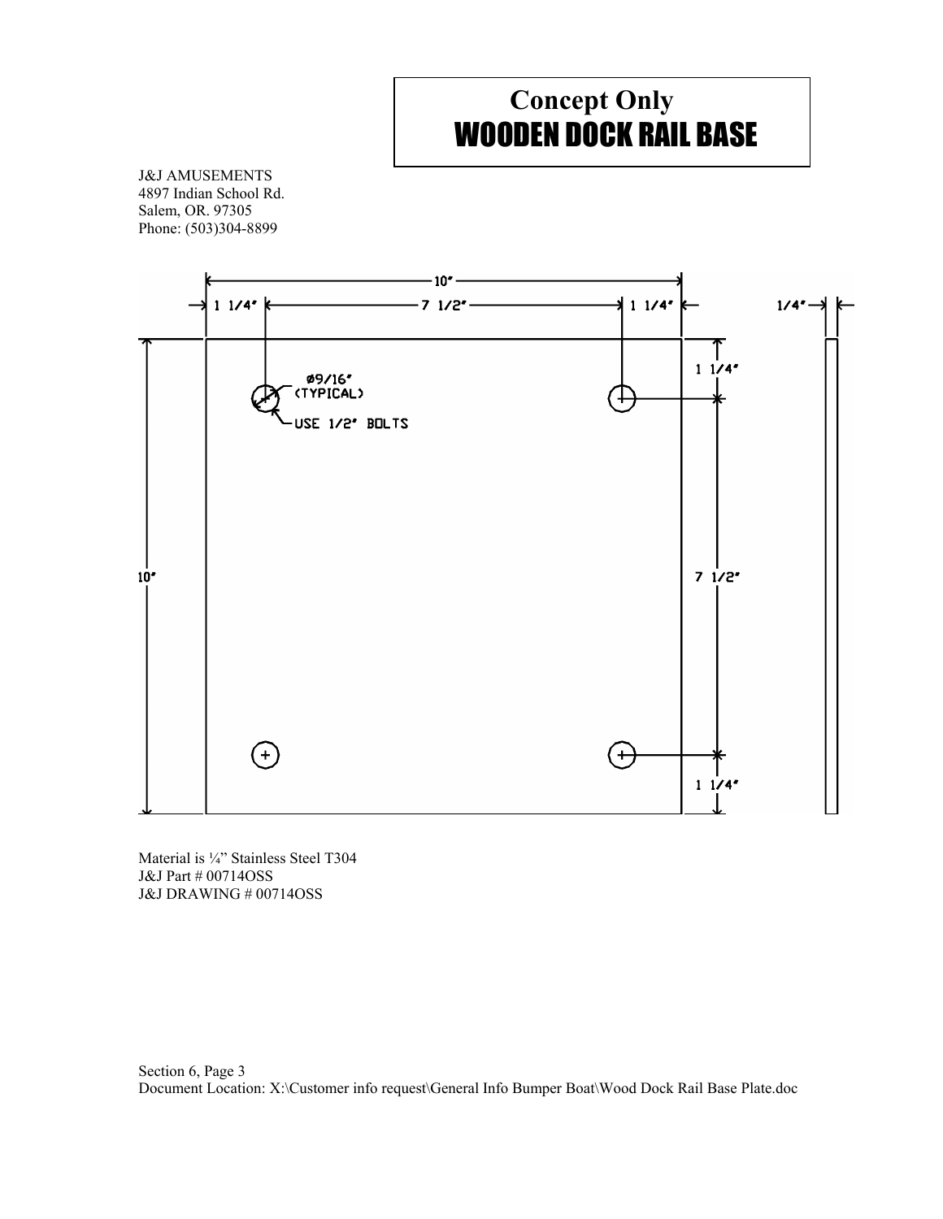# Concept Only
# WOODEN DOCK RAIL BASE

J&J AMUSEMENTS
4897 Indian School Rd.
Salem, OR. 97305
Phone: (503)304-8899

10"
1 1/4"
7 1/2"
1 1/4"
1/4"
Ø9/16"
(TYPICAL)
USE 1/2" BOLTS
1 1/4"
10"
7 1/2"
1 1/4"

Material is ¼" Stainless Steel T304
J&J Part # 00714OSS
J&J DRAWING # 00714OSS

Section 6, Page 3
Document Location: X:\Customer info request\General Info Bumper Boat\Wood Dock Rail Base Plate.doc